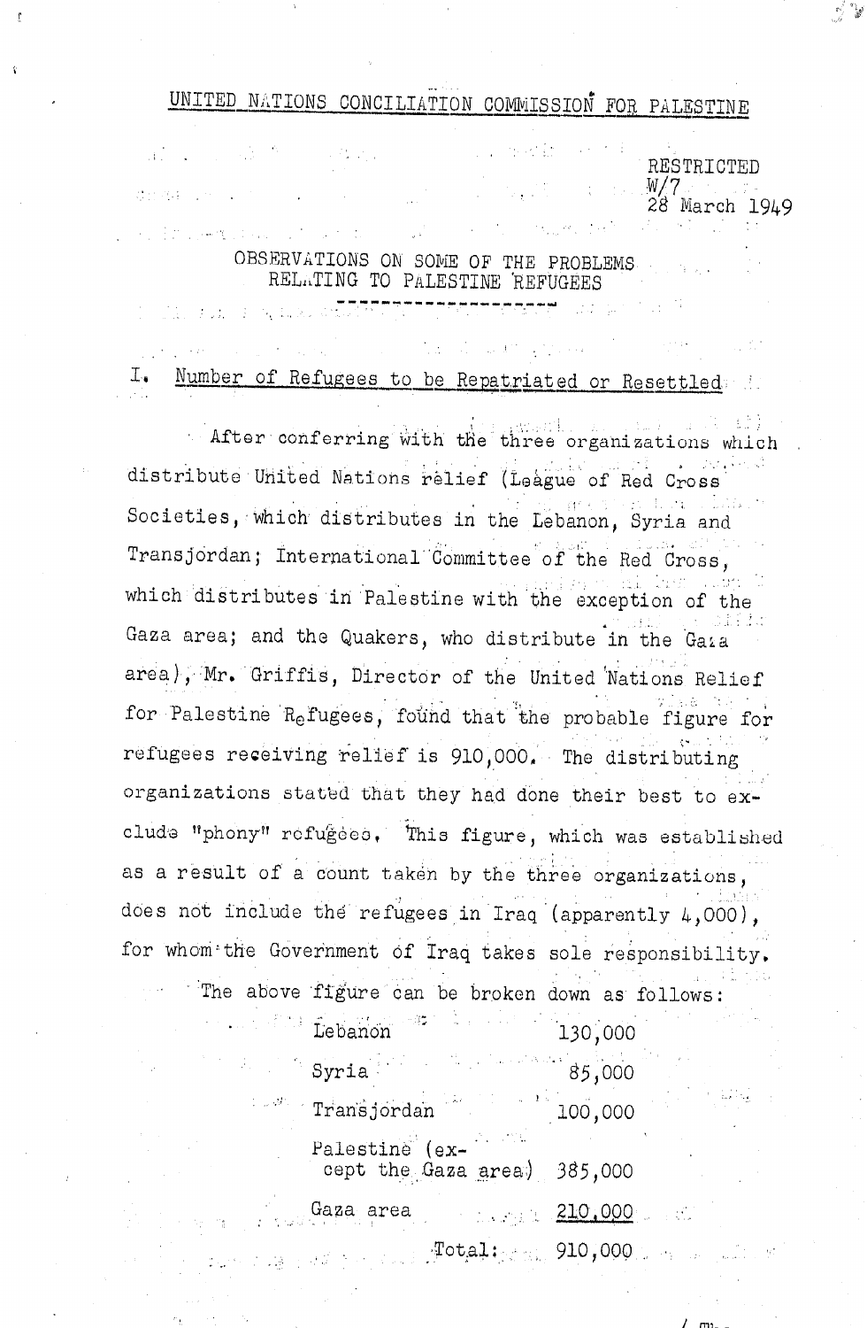# UNITED NATIONS CONCILIATION COMMISSION FOR PALESTINE

RESTRICTED
W/7
28 March 1949

## OBSERVATIONS ON SOME OF THE PROBLEMS RELATING TO PALESTINE REFUGEES

### I. Number of Refugees to be Repatriated or Resettled

After conferring with the three organizations which distribute United Nations relief (League of Red Cross Societies, which distributes in the Lebanon, Syria and Transjordan; International Committee of the Red Cross, which distributes in Palestine with the exception of the Gaza area; and the Quakers, who distribute in the Gaza area), Mr. Griffis, Director of the United Nations Relief for Palestine Refugees, found that the probable figure for refugees receiving relief is 910,000. The distributing organizations stated that they had done their best to exclude "phony" refugees. This figure, which was established as a result of a count taken by the three organizations, does not include the refugees in Iraq (apparently 4,000), for whom the Government of Iraq takes sole responsibility.

The above figure can be broken down as follows:

| | |
|---|---|
| Lebanon | 130,000 |
| Syria | 85,000 |
| Transjordan | 100,000 |
| Palestine (except the Gaza area) | 385,000 |
| Gaza area | 210,000 |
| Total: | 910,000 |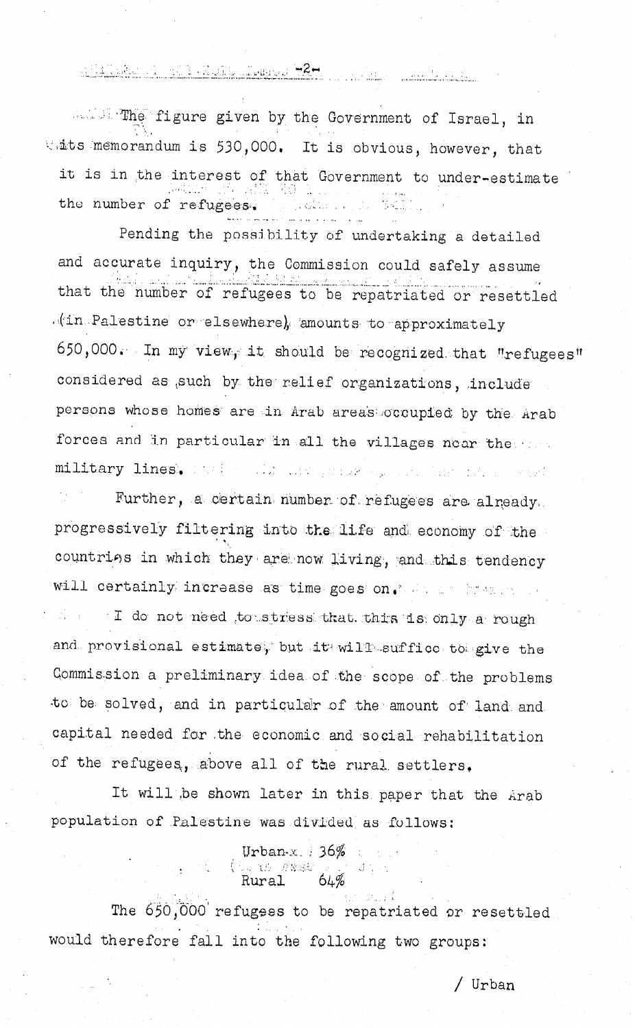The figure given by the Government of Israel, in its memorandum is 530,000. It is obvious, however, that it is in the interest of that Government to under-estimate the number of refugees.

Pending the possibility of undertaking a detailed and accurate inquiry, the Commission could safely assume that the number of refugees to be repatriated or resettled (in Palestine or elsewhere) amounts to approximately 650,000. In my view, it should be recognized that "refugees" considered as such by the relief organizations, include persons whose homes are in Arab areas occupied by the Arab forces and in particular in all the villages near the military lines.

Further, a certain number of refugees are already progressively filtering into the life and economy of the countries in which they are now living, and this tendency will certainly increase as time goes on.

I do not need to stress that this is only a rough and provisional estimate, but it will suffice to give the Commission a preliminary idea of the scope of the problems to be solved, and in particular of the amount of land and capital needed for the economic and social rehabilitation of the refugees, above all of the rural settlers.

It will be shown later in this paper that the Arab population of Palestine was divided as follows:

Urban 36%
Rural 64%

The 650,000 refugees to be repatriated or resettled would therefore fall into the following two groups:

/ Urban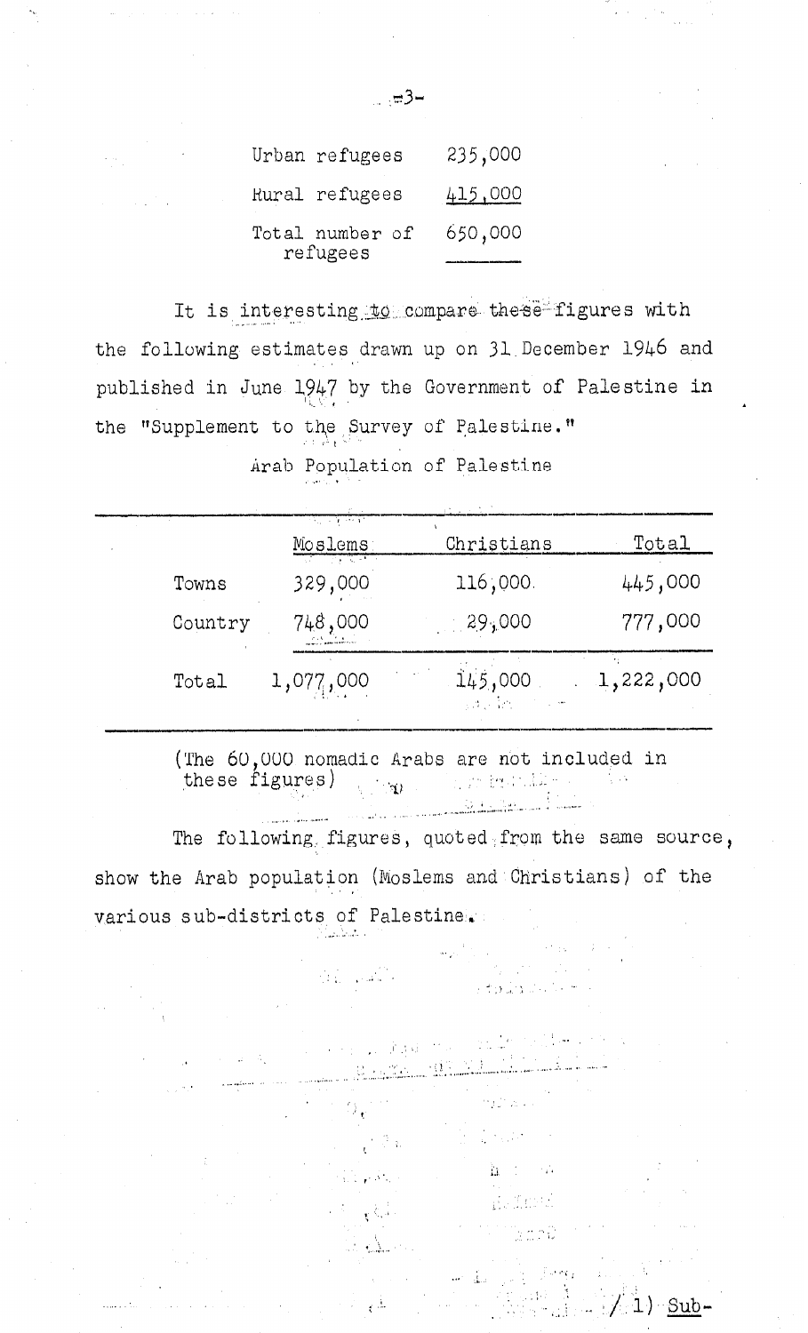| | |
|---|---|
| Urban refugees | 235,000 |
| Rural refugees | 415,000 |
| Total number of refugees | 650,000 |

It is interesting to compare these figures with the following estimates drawn up on 31 December 1946 and published in June 1947 by the Government of Palestine in the "Supplement to the Survey of Palestine."

Arab Population of Palestine

| | Moslems | Christians | Total |
|---|---|---|---|
| Towns | 329,000 | 116,000 | 445,000 |
| Country | 748,000 | 29,000 | 777,000 |
| Total | 1,077,000 | 145,000 | 1,222,000 |

(The 60,000 nomadic Arabs are not included in these figures)

The following figures, quoted from the same source, show the Arab population (Moslems and Christians) of the various sub-districts of Palestine.

/1) Sub-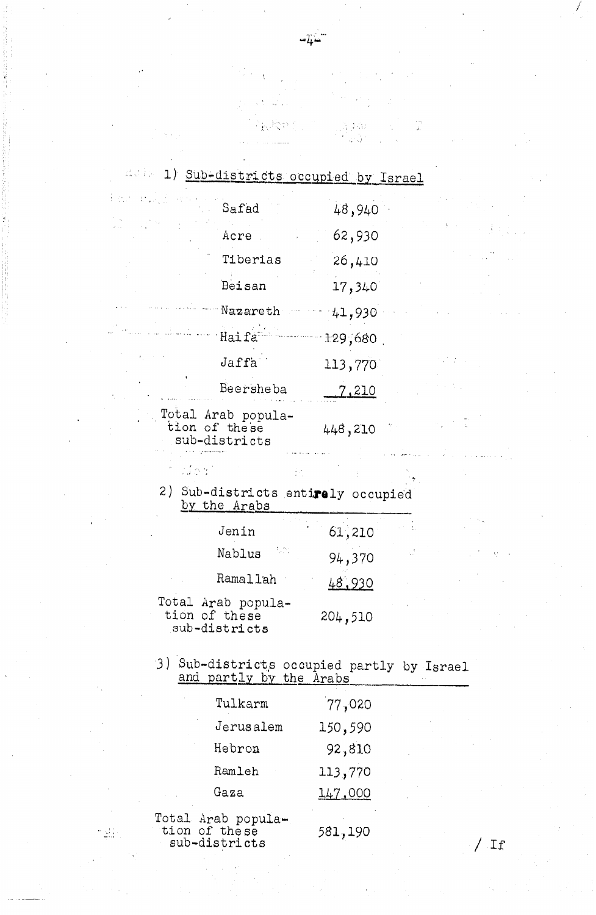1) Sub-districts occupied by Israel

| | |
|---|---|
| Safad | 48,940 |
| Acre | 62,930 |
| Tiberias | 26,410 |
| Beisan | 17,340 |
| Nazareth | 41,930 |
| Haifa | 129,680 |
| Jaffa | 113,770 |
| Beersheba | 7,210 |
| Total Arab population of these sub-districts | 448,210 |

2) Sub-districts entirely occupied by the Arabs

| | |
|---|---|
| Jenin | 61,210 |
| Nablus | 94,370 |
| Ramallah | 48,930 |
| Total Arab population of these sub-districts | 204,510 |

3) Sub-districts occupied partly by Israel and partly by the Arabs

| | |
|---|---|
| Tulkarm | 77,020 |
| Jerusalem | 150,590 |
| Hebron | 92,810 |
| Ramleh | 113,770 |
| Gaza | 147,000 |
| Total Arab population of these sub-districts | 581,190 |

/ If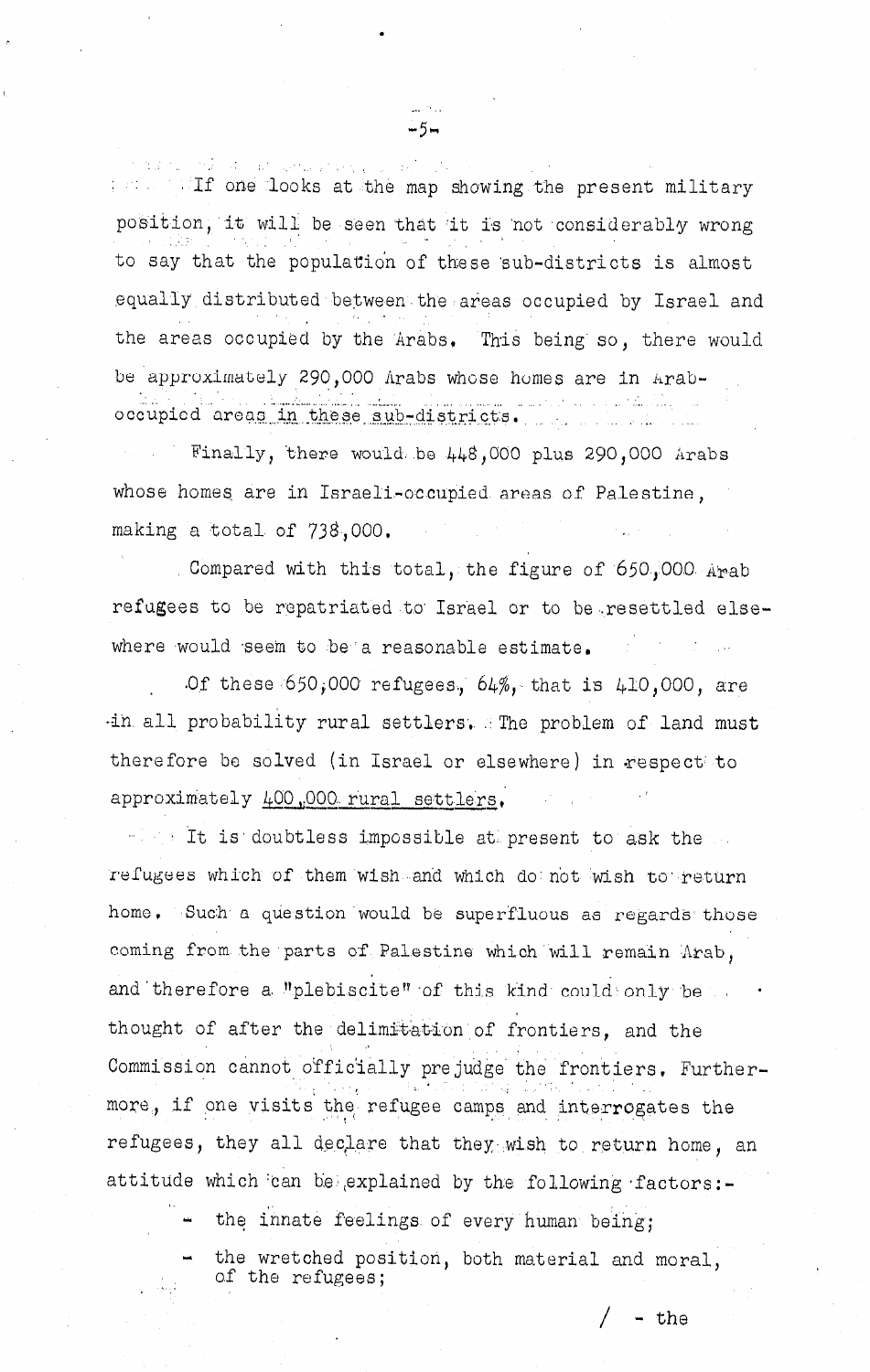If one looks at the map showing the present military position, it will be seen that it is not considerably wrong to say that the population of these sub-districts is almost equally distributed between the areas occupied by Israel and the areas occupied by the Arabs. This being so, there would be approximately 290,000 Arabs whose homes are in Arab-occupied areas in these sub-districts.

Finally, there would be 448,000 plus 290,000 Arabs whose homes are in Israeli-occupied areas of Palestine, making a total of 738,000.

Compared with this total, the figure of 650,000 Arab refugees to be repatriated to Israel or to be resettled elsewhere would seem to be a reasonable estimate.

Of these 650,000 refugees, 64%, that is 410,000, are in all probability rural settlers. The problem of land must therefore be solved (in Israel or elsewhere) in respect to approximately 400,000 rural settlers.

It is doubtless impossible at present to ask the refugees which of them wish and which do not wish to return home. Such a question would be superfluous as regards those coming from the parts of Palestine which will remain Arab, and therefore a "plebiscite" of this kind could only be thought of after the delimitation of frontiers, and the Commission cannot officially prejudge the frontiers. Furthermore, if one visits the refugee camps and interrogates the refugees, they all declare that they wish to return home, an attitude which can be explained by the following factors:-

- the innate feelings of every human being;
- the wretched position, both material and moral, of the refugees;

/ - the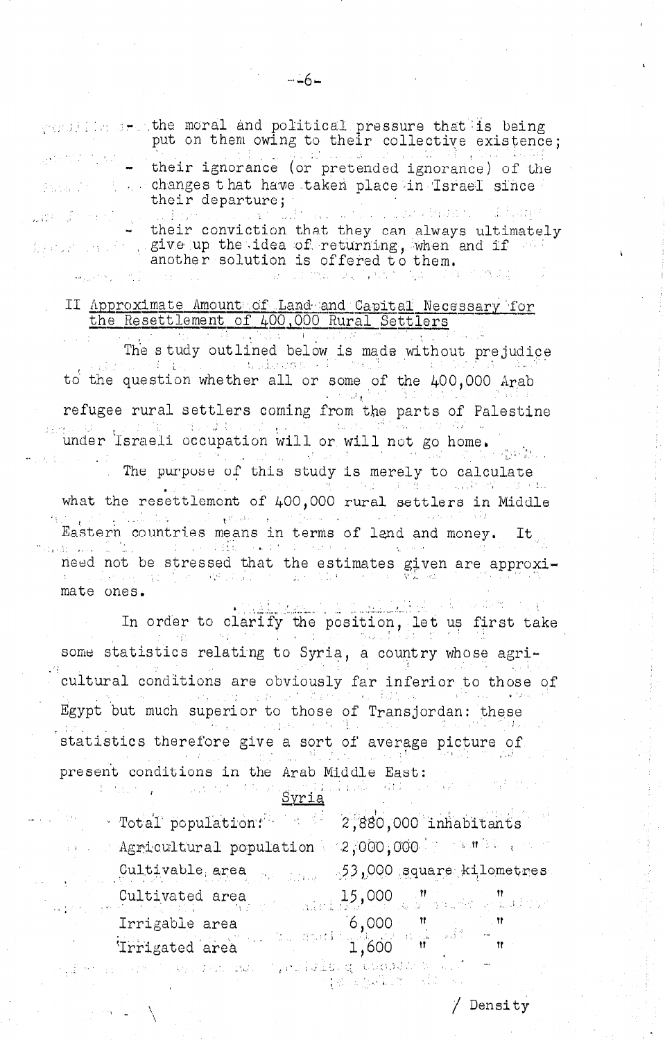- the moral and political pressure that is being put on them owing to their collective existence;
- their ignorance (or pretended ignorance) of the changes that have taken place in Israel since their departure;
- their conviction that they can always ultimately give up the idea of returning, when and if another solution is offered to them.

## II Approximate Amount of Land and Capital Necessary for the Resettlement of 400,000 Rural Settlers

The study outlined below is made without prejudice to the question whether all or some of the 400,000 Arab refugee rural settlers coming from the parts of Palestine under Israeli occupation will or will not go home.

The purpose of this study is merely to calculate what the resettlement of 400,000 rural settlers in Middle Eastern countries means in terms of land and money. It need not be stressed that the estimates given are approximate ones.

In order to clarify the position, let us first take some statistics relating to Syria, a country whose agricultural conditions are obviously far inferior to those of Egypt but much superior to those of Transjordan: these statistics therefore give a sort of average picture of present conditions in the Arab Middle East:

Syria

| | |
|---|---|
| Total population: | 2,880,000 inhabitants |
| Agricultural population | 2,000,000 " |
| Cultivable area | 53,000 square kilometres |
| Cultivated area | 15,000 " " |
| Irrigable area | 6,000 " " |
| Irrigated area | 1,600 " " |

/ Density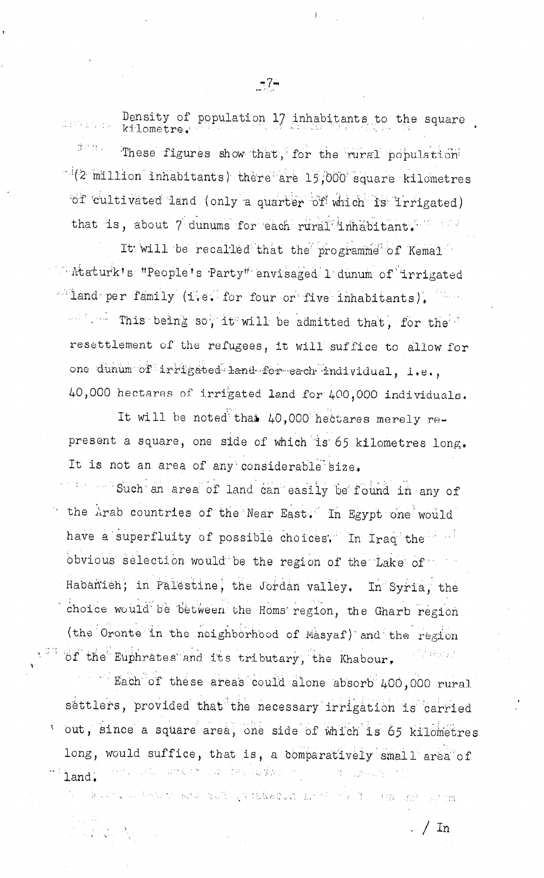Density of population 17 inhabitants to the square kilometre.

These figures show that, for the rural population (2 million inhabitants) there are 15,000 square kilometres of cultivated land (only a quarter of which is irrigated) that is, about 7 dunums for each rural inhabitant.

It will be recalled that the programme of Kemal Ataturk's "People's Party" envisaged 1 dunum of irrigated land per family (i.e. for four or five inhabitants).

This being so, it will be admitted that, for the resettlement of the refugees, it will suffice to allow for one dunum of irrigated land for each individual, i.e., 40,000 hectares of irrigated land for 400,000 individuals.

It will be noted that 40,000 hectares merely represent a square, one side of which is 65 kilometres long. It is not an area of any considerable size.

Such an area of land can easily be found in any of the Arab countries of the Near East. In Egypt one would have a superfluity of possible choices. In Iraq the obvious selection would be the region of the Lake of Habanieh; in Palestine, the Jordan valley. In Syria, the choice would be between the Homs region, the Gharb region (the Oronte in the neighborhood of Masyaf) and the region of the Euphrates and its tributary, the Khabour.

Each of these areas could alone absorb 400,000 rural settlers, provided that the necessary irrigation is carried out, since a square area, one side of which is 65 kilometres long, would suffice, that is, a comparatively small area of land.

/ In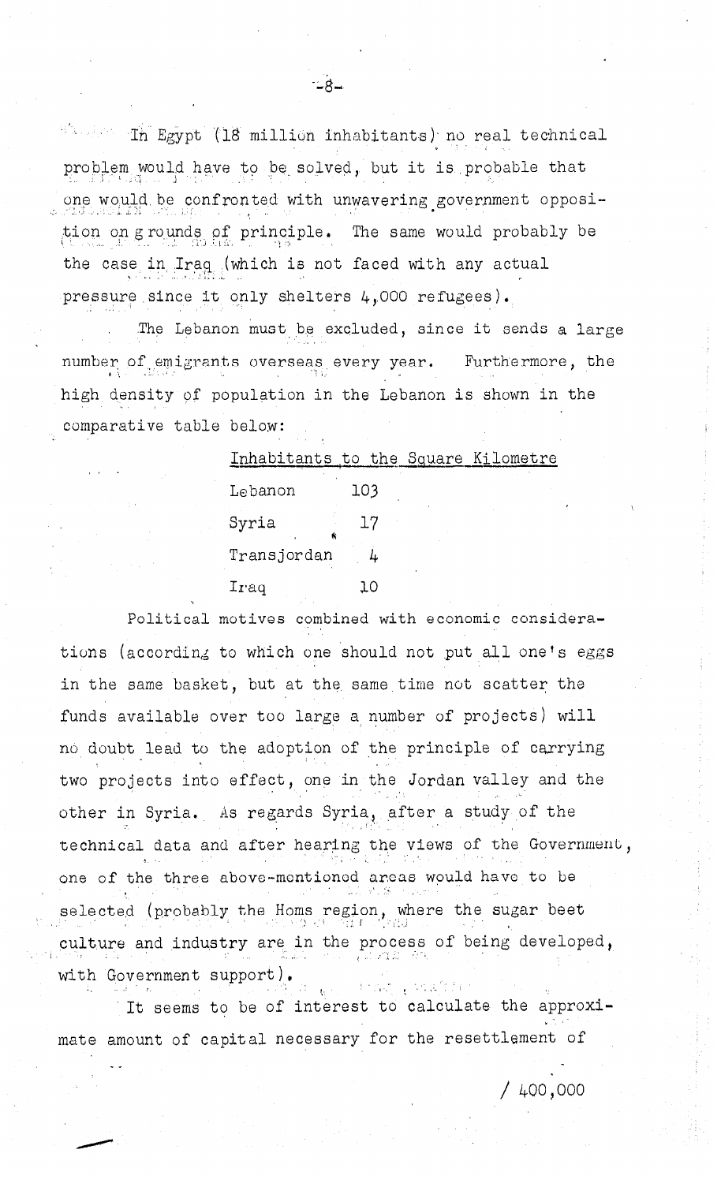In Egypt (18 million inhabitants) no real technical problem would have to be solved, but it is probable that one would be confronted with unwavering government opposition on grounds of principle. The same would probably be the case in Iraq (which is not faced with any actual pressure since it only shelters 4,000 refugees).

The Lebanon must be excluded, since it sends a large number of emigrants overseas every year. Furthermore, the high density of population in the Lebanon is shown in the comparative table below:

| Inhabitants to the Square Kilometre | |
|---|---|
| Lebanon | 103 |
| Syria | 17 |
| Transjordan | 4 |
| Iraq | 10 |

Political motives combined with economic considerations (according to which one should not put all one's eggs in the same basket, but at the same time not scatter the funds available over too large a number of projects) will no doubt lead to the adoption of the principle of carrying two projects into effect, one in the Jordan valley and the other in Syria. As regards Syria, after a study of the technical data and after hearing the views of the Government, one of the three above-mentioned areas would have to be selected (probably the Homs region, where the sugar beet culture and industry are in the process of being developed, with Government support).

It seems to be of interest to calculate the approximate amount of capital necessary for the resettlement of

/ 400,000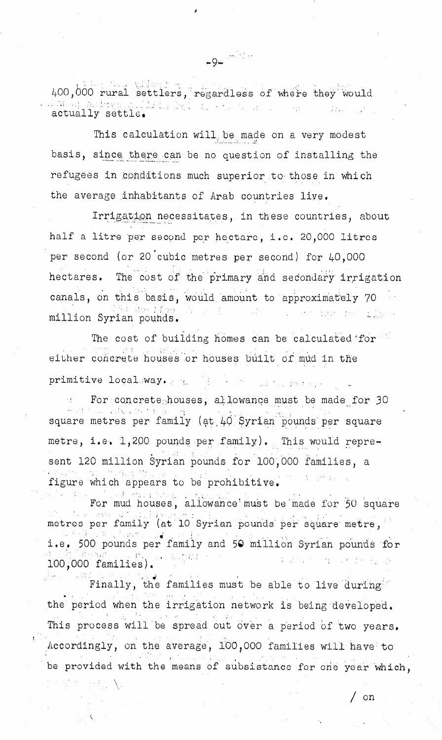400,000 rural settlers, regardless of where they would actually settle.

This calculation will be made on a very modest basis, since there can be no question of installing the refugees in conditions much superior to those in which the average inhabitants of Arab countries live.

Irrigation necessitates, in these countries, about half a litre per second per hectare, i.e. 20,000 litres per second (or 20 cubic metres per second) for 40,000 hectares. The cost of the primary and secondary irrigation canals, on this basis, would amount to approximately 70 million Syrian pounds.

The cost of building homes can be calculated for either concrete houses or houses built of mud in the primitive local way.

For concrete houses, allowance must be made for 30 square metres per family (at 40 Syrian pounds per square metre, i.e. 1,200 pounds per family). This would represent 120 million Syrian pounds for 100,000 families, a figure which appears to be prohibitive.

For mud houses, allowance must be made for 50 square metres per family (at 10 Syrian pounds per square metre, i.e. 500 pounds per family and 50 million Syrian pounds for 100,000 families).

Finally, the families must be able to live during the period when the irrigation network is being developed. This process will be spread out over a period of two years. Accordingly, on the average, 100,000 families will have to be provided with the means of subsistence for one year which,

/ on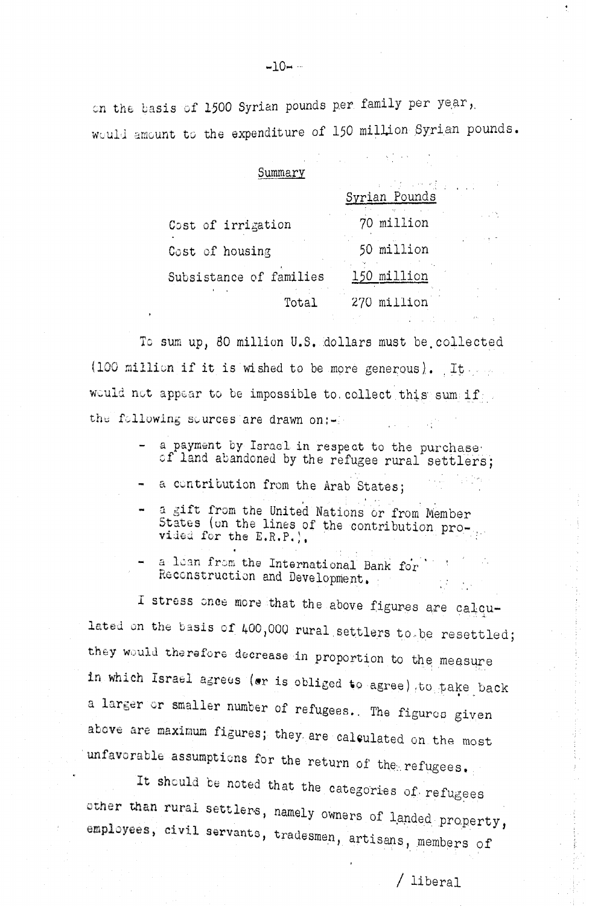on the basis of 1500 Syrian pounds per family per year, would amount to the expenditure of 150 million Syrian pounds.

Summary

| | Syrian Pounds |
|---|---|
| Cost of irrigation | 70 million |
| Cost of housing | 50 million |
| Subsistance of families | 150 million |
| Total | 270 million |

To sum up, 80 million U.S. dollars must be collected (100 million if it is wished to be more generous). It would not appear to be impossible to collect this sum if the following sources are drawn on:-

- a payment by Israel in respect to the purchase of land abandoned by the refugee rural settlers;
- a contribution from the Arab States;
- a gift from the United Nations or from Member States (on the lines of the contribution provided for the E.R.P.).
- a loan from the International Bank for Reconstruction and Development.

I stress once more that the above figures are calculated on the basis of 400,000 rural settlers to be resettled; they would therefore decrease in proportion to the measure in which Israel agrees (or is obliged to agree) to take back a larger or smaller number of refugees. The figures given above are maximum figures; they are calculated on the most unfavorable assumptions for the return of the refugees.

It should be noted that the categories of refugees other than rural settlers, namely owners of landed property, employees, civil servants, tradesmen, artisans, members of

/ liberal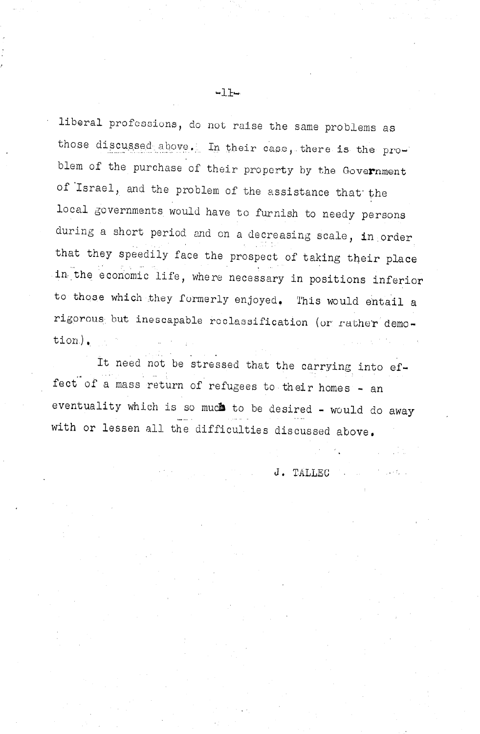liberal professions, do not raise the same problems as those discussed above. In their case, there is the problem of the purchase of their property by the Government of Israel, and the problem of the assistance that the local governments would have to furnish to needy persons during a short period and on a decreasing scale, in order that they speedily face the prospect of taking their place in the economic life, where necessary in positions inferior to those which they formerly enjoyed. This would entail a rigorous but inescapable reclassification (or rather demotion).

It need not be stressed that the carrying into effect of a mass return of refugees to their homes - an eventuality which is so much to be desired - would do away with or lessen all the difficulties discussed above.

J. TALLEC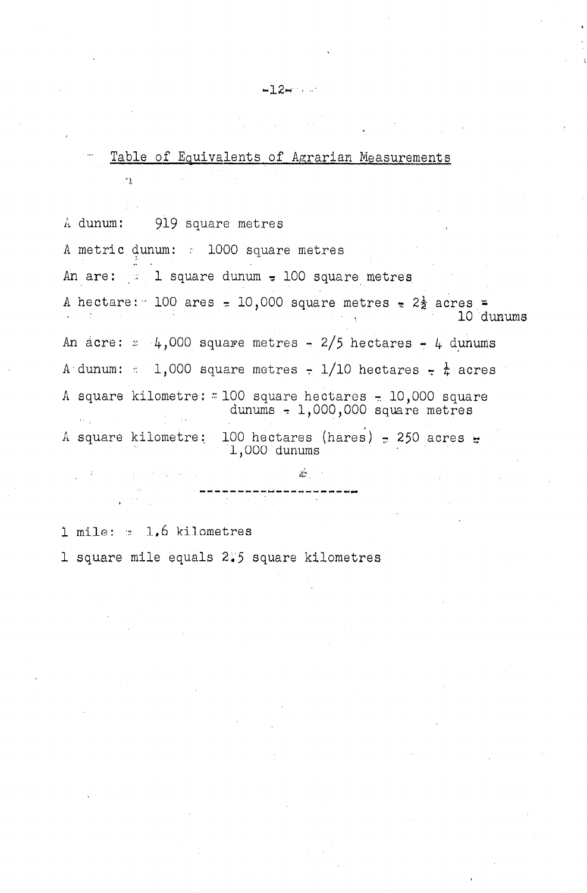## Table of Equivalents of Agrarian Measurements

A dunum: 919 square metres

A metric dunum: 1000 square metres

An are: 1 square dunum = 100 square metres

A hectare: 100 ares = 10,000 square metres = $2\frac{1}{2}$ acres = 10 dunums

An acre: = 4,000 square metres - 2/5 hectares - 4 dunums

A dunum: = 1,000 square metres = 1/10 hectares = $\frac{1}{4}$ acres

A square kilometre: = 100 square hectares = 10,000 square dunums = 1,000,000 square metres

A square kilometre: 100 hectares (hares) = 250 acres = 1,000 dunums

---

1 mile: = 1.6 kilometres

1 square mile equals 2.5 square kilometres